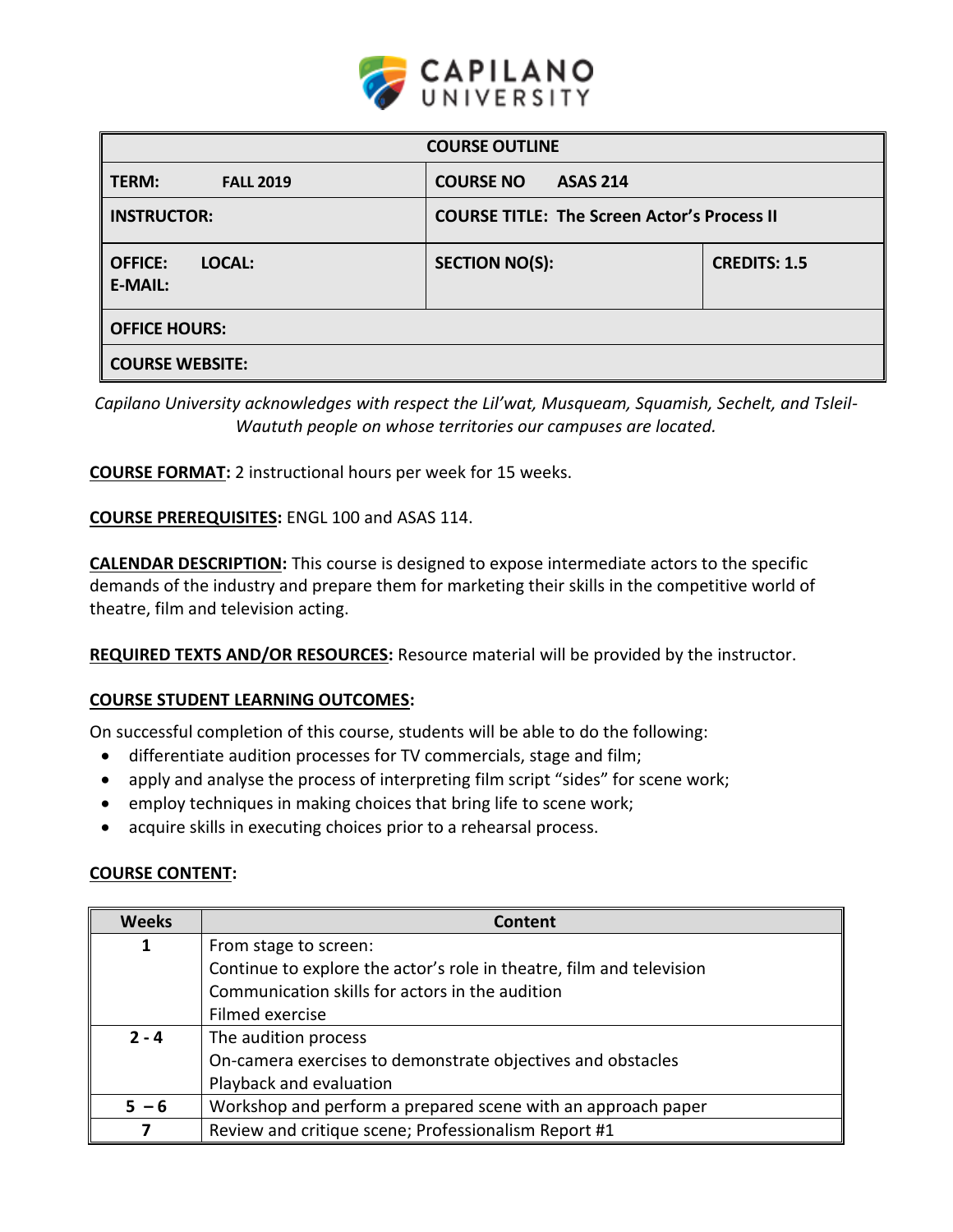**CAPILANO UNIVERSITY**

| COURSE OUTLINE | | |
|---|---|---|
| **TERM:** **FALL 2019** | **COURSE NO** **ASAS 214** | |
| **INSTRUCTOR:** | **COURSE TITLE: The Screen Actor's Process II** | |
| **OFFICE:** **LOCAL:** **E-MAIL:** | **SECTION NO(S):** | **CREDITS: 1.5** |
| **OFFICE HOURS:** | | |
| **COURSE WEBSITE:** | | |

*Capilano University acknowledges with respect the Lil'wat, Musqueam, Squamish, Sechelt, and Tsleil-Waututh people on whose territories our campuses are located.*

**COURSE FORMAT:** 2 instructional hours per week for 15 weeks.

**COURSE PREREQUISITES:** ENGL 100 and ASAS 114.

**CALENDAR DESCRIPTION:** This course is designed to expose intermediate actors to the specific demands of the industry and prepare them for marketing their skills in the competitive world of theatre, film and television acting.

**REQUIRED TEXTS AND/OR RESOURCES:** Resource material will be provided by the instructor.

**COURSE STUDENT LEARNING OUTCOMES:**

On successful completion of this course, students will be able to do the following:

- differentiate audition processes for TV commercials, stage and film;
- apply and analyse the process of interpreting film script "sides" for scene work;
- employ techniques in making choices that bring life to scene work;
- acquire skills in executing choices prior to a rehearsal process.

**COURSE CONTENT:**

| Weeks | Content |
|---|---|
| 1 | From stage to screen:<br>Continue to explore the actor's role in theatre, film and television<br>Communication skills for actors in the audition<br>Filmed exercise |
| 2 - 4 | The audition process<br>On-camera exercises to demonstrate objectives and obstacles<br>Playback and evaluation |
| 5 – 6 | Workshop and perform a prepared scene with an approach paper |
| 7 | Review and critique scene; Professionalism Report #1 |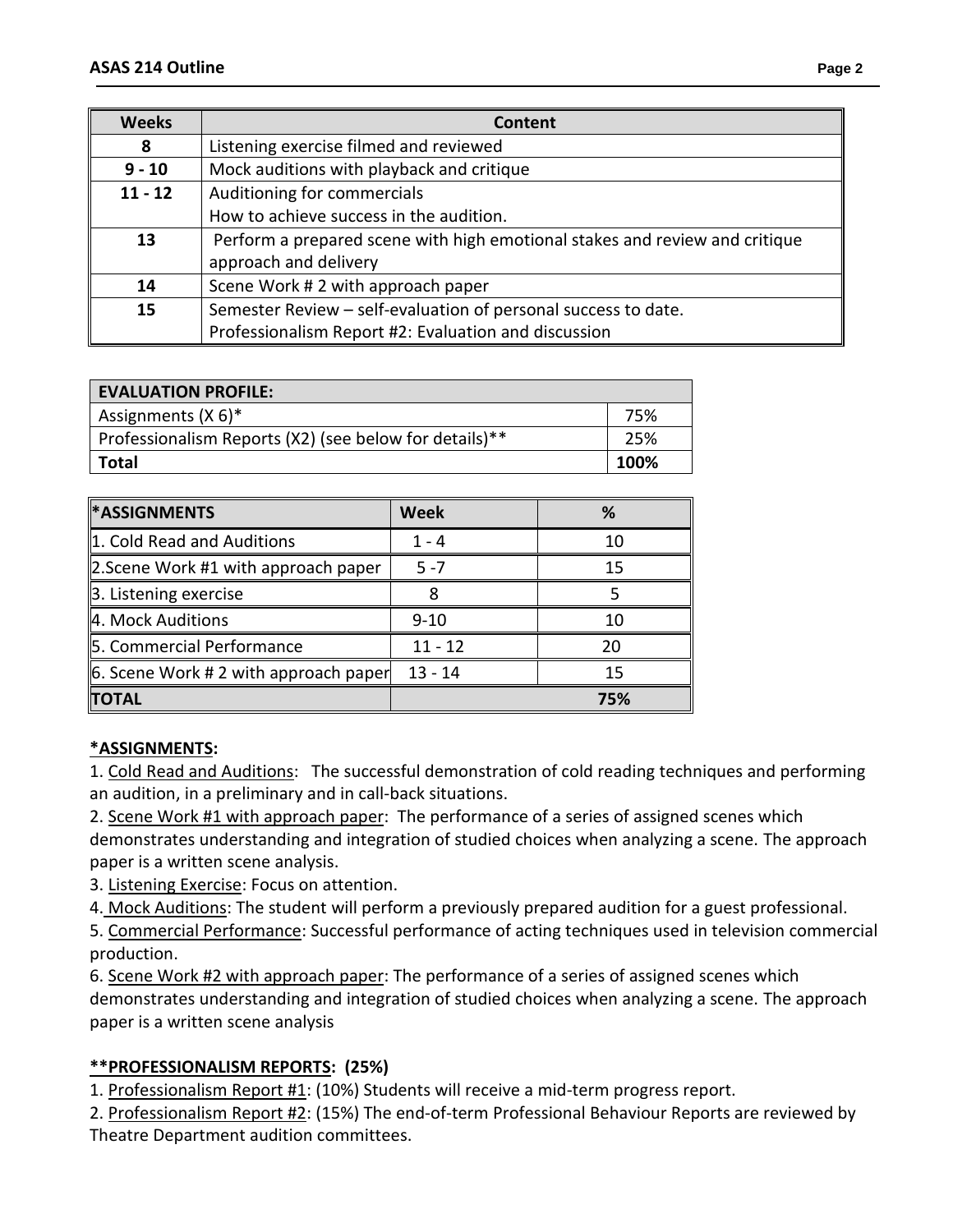| Weeks | Content |
|---|---|
| 8 | Listening exercise filmed and reviewed |
| 9 - 10 | Mock auditions with playback and critique |
| 11 - 12 | Auditioning for commercials<br>How to achieve success in the audition. |
| 13 | Perform a prepared scene with high emotional stakes and review and critique approach and delivery |
| 14 | Scene Work # 2 with approach paper |
| 15 | Semester Review – self-evaluation of personal success to date.<br>Professionalism Report #2: Evaluation and discussion |

| EVALUATION PROFILE: | |
|---|---|
| Assignments (X 6)* | 75% |
| Professionalism Reports (X2) (see below for details)** | 25% |
| **Total** | **100%** |

| *ASSIGNMENTS | Week | % |
|---|---|---|
| 1. Cold Read and Auditions | 1 - 4 | 10 |
| 2.Scene Work #1 with approach paper | 5 -7 | 15 |
| 3. Listening exercise | 8 | 5 |
| 4. Mock Auditions | 9-10 | 10 |
| 5. Commercial Performance | 11 - 12 | 20 |
| 6. Scene Work # 2 with approach paper | 13 - 14 | 15 |
| **TOTAL** | | **75%** |

**\*ASSIGNMENTS:**

1. Cold Read and Auditions: The successful demonstration of cold reading techniques and performing an audition, in a preliminary and in call-back situations.
2. Scene Work #1 with approach paper: The performance of a series of assigned scenes which demonstrates understanding and integration of studied choices when analyzing a scene. The approach paper is a written scene analysis.
3. Listening Exercise: Focus on attention.
4. Mock Auditions: The student will perform a previously prepared audition for a guest professional.
5. Commercial Performance: Successful performance of acting techniques used in television commercial production.
6. Scene Work #2 with approach paper: The performance of a series of assigned scenes which demonstrates understanding and integration of studied choices when analyzing a scene. The approach paper is a written scene analysis

**\*\*PROFESSIONALISM REPORTS: (25%)**

1. Professionalism Report #1: (10%) Students will receive a mid-term progress report.
2. Professionalism Report #2: (15%) The end-of-term Professional Behaviour Reports are reviewed by Theatre Department audition committees.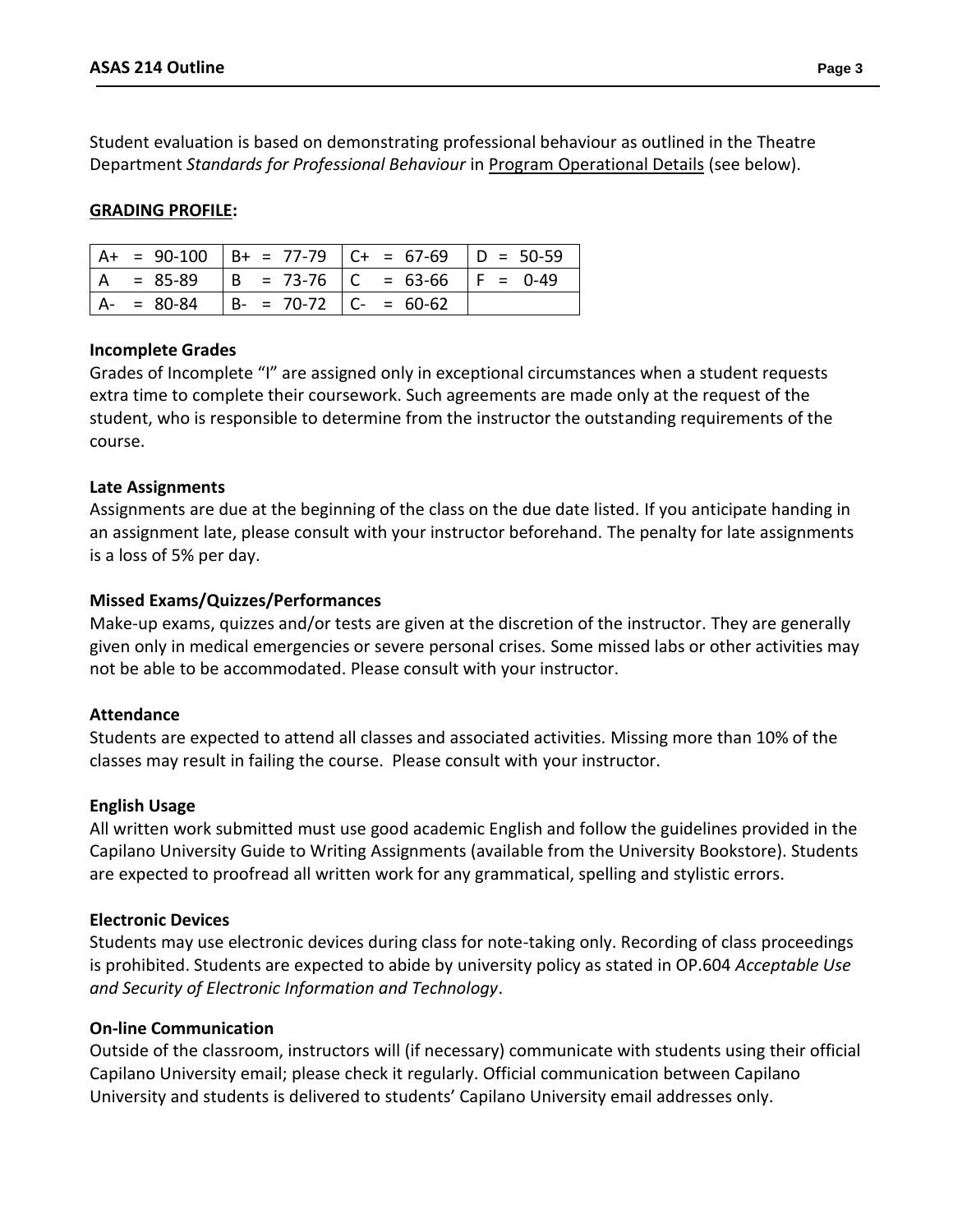Student evaluation is based on demonstrating professional behaviour as outlined in the Theatre Department *Standards for Professional Behaviour* in Program Operational Details (see below).

**GRADING PROFILE:**

| | | | |
|---|---|---|---|
| A+ = 90-100 | B+ = 77-79 | C+ = 67-69 | D = 50-59 |
| A = 85-89 | B = 73-76 | C = 63-66 | F = 0-49 |
| A- = 80-84 | B- = 70-72 | C- = 60-62 | |

**Incomplete Grades**

Grades of Incomplete "I" are assigned only in exceptional circumstances when a student requests extra time to complete their coursework. Such agreements are made only at the request of the student, who is responsible to determine from the instructor the outstanding requirements of the course.

**Late Assignments**

Assignments are due at the beginning of the class on the due date listed. If you anticipate handing in an assignment late, please consult with your instructor beforehand. The penalty for late assignments is a loss of 5% per day.

**Missed Exams/Quizzes/Performances**

Make-up exams, quizzes and/or tests are given at the discretion of the instructor. They are generally given only in medical emergencies or severe personal crises. Some missed labs or other activities may not be able to be accommodated. Please consult with your instructor.

**Attendance**

Students are expected to attend all classes and associated activities. Missing more than 10% of the classes may result in failing the course. Please consult with your instructor.

**English Usage**

All written work submitted must use good academic English and follow the guidelines provided in the Capilano University Guide to Writing Assignments (available from the University Bookstore). Students are expected to proofread all written work for any grammatical, spelling and stylistic errors.

**Electronic Devices**

Students may use electronic devices during class for note-taking only. Recording of class proceedings is prohibited. Students are expected to abide by university policy as stated in OP.604 *Acceptable Use and Security of Electronic Information and Technology*.

**On-line Communication**

Outside of the classroom, instructors will (if necessary) communicate with students using their official Capilano University email; please check it regularly. Official communication between Capilano University and students is delivered to students' Capilano University email addresses only.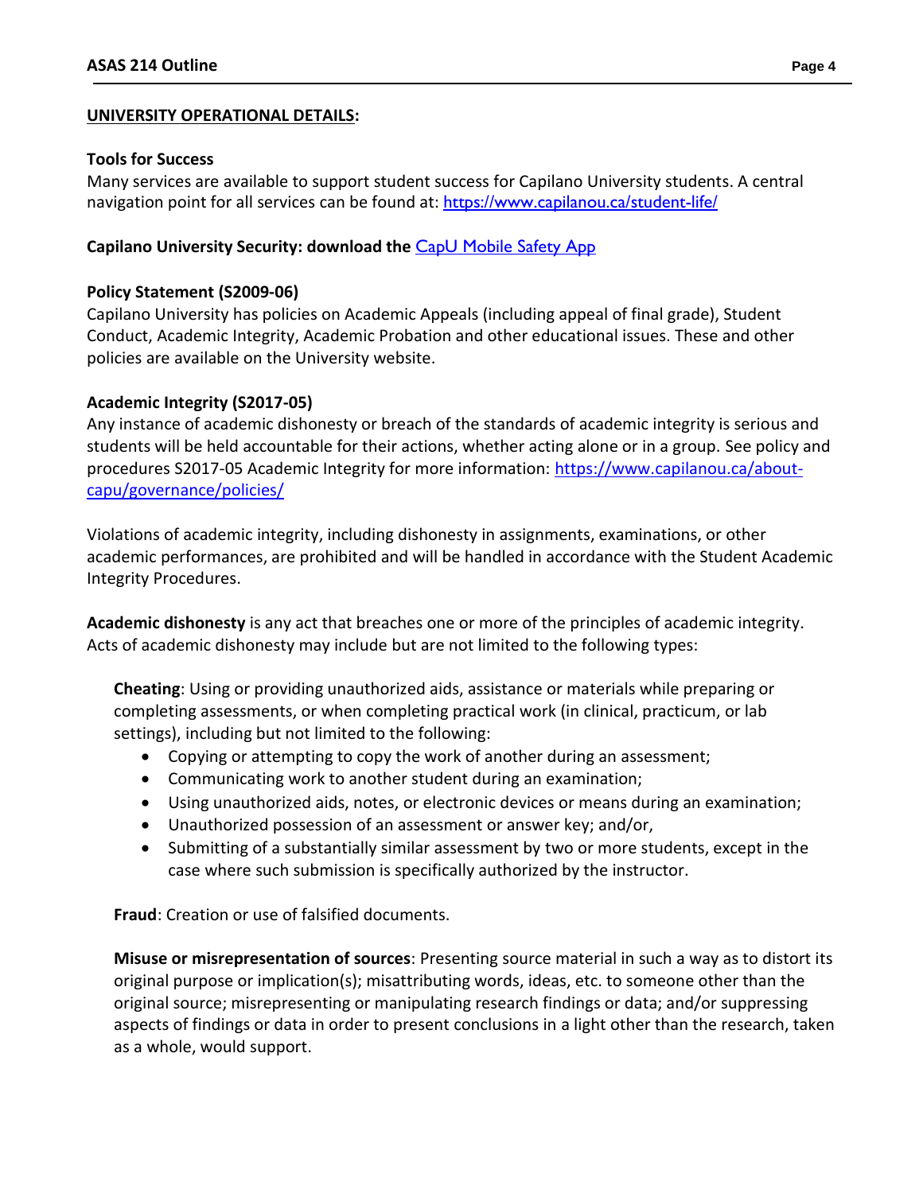## UNIVERSITY OPERATIONAL DETAILS:

### Tools for Success

Many services are available to support student success for Capilano University students. A central navigation point for all services can be found at: https://www.capilanou.ca/student-life/

**Capilano University Security: download the** CapU Mobile Safety App

### Policy Statement (S2009-06)

Capilano University has policies on Academic Appeals (including appeal of final grade), Student Conduct, Academic Integrity, Academic Probation and other educational issues. These and other policies are available on the University website.

### Academic Integrity (S2017-05)

Any instance of academic dishonesty or breach of the standards of academic integrity is serious and students will be held accountable for their actions, whether acting alone or in a group. See policy and procedures S2017-05 Academic Integrity for more information: https://www.capilanou.ca/about-capu/governance/policies/

Violations of academic integrity, including dishonesty in assignments, examinations, or other academic performances, are prohibited and will be handled in accordance with the Student Academic Integrity Procedures.

**Academic dishonesty** is any act that breaches one or more of the principles of academic integrity. Acts of academic dishonesty may include but are not limited to the following types:

**Cheating**: Using or providing unauthorized aids, assistance or materials while preparing or completing assessments, or when completing practical work (in clinical, practicum, or lab settings), including but not limited to the following:

- Copying or attempting to copy the work of another during an assessment;
- Communicating work to another student during an examination;
- Using unauthorized aids, notes, or electronic devices or means during an examination;
- Unauthorized possession of an assessment or answer key; and/or,
- Submitting of a substantially similar assessment by two or more students, except in the case where such submission is specifically authorized by the instructor.

**Fraud**: Creation or use of falsified documents.

**Misuse or misrepresentation of sources**: Presenting source material in such a way as to distort its original purpose or implication(s); misattributing words, ideas, etc. to someone other than the original source; misrepresenting or manipulating research findings or data; and/or suppressing aspects of findings or data in order to present conclusions in a light other than the research, taken as a whole, would support.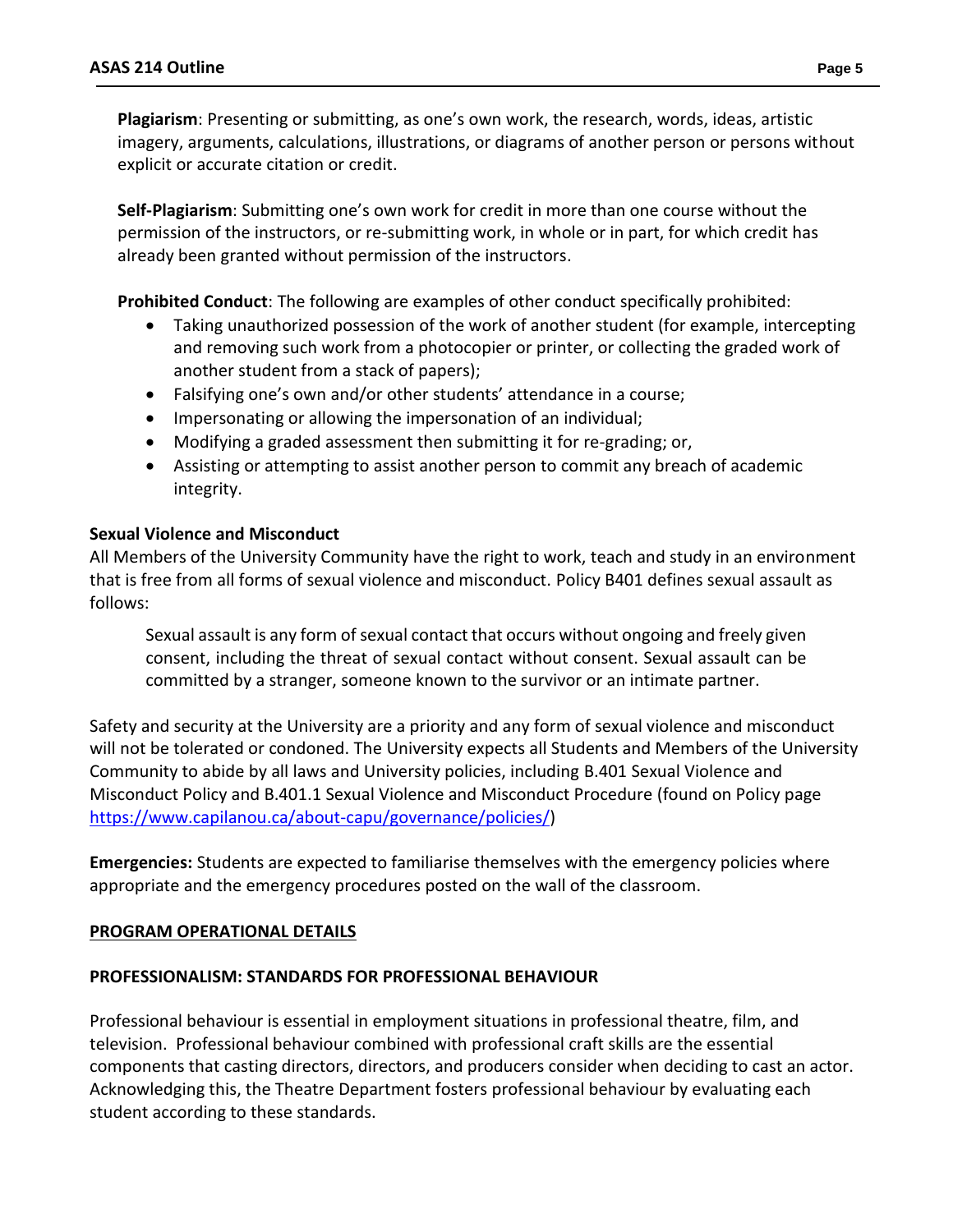**Plagiarism**: Presenting or submitting, as one's own work, the research, words, ideas, artistic imagery, arguments, calculations, illustrations, or diagrams of another person or persons without explicit or accurate citation or credit.

**Self-Plagiarism**: Submitting one's own work for credit in more than one course without the permission of the instructors, or re-submitting work, in whole or in part, for which credit has already been granted without permission of the instructors.

**Prohibited Conduct**: The following are examples of other conduct specifically prohibited:

- Taking unauthorized possession of the work of another student (for example, intercepting and removing such work from a photocopier or printer, or collecting the graded work of another student from a stack of papers);
- Falsifying one's own and/or other students' attendance in a course;
- Impersonating or allowing the impersonation of an individual;
- Modifying a graded assessment then submitting it for re-grading; or,
- Assisting or attempting to assist another person to commit any breach of academic integrity.

**Sexual Violence and Misconduct**

All Members of the University Community have the right to work, teach and study in an environment that is free from all forms of sexual violence and misconduct. Policy B401 defines sexual assault as follows:

> Sexual assault is any form of sexual contact that occurs without ongoing and freely given consent, including the threat of sexual contact without consent. Sexual assault can be committed by a stranger, someone known to the survivor or an intimate partner.

Safety and security at the University are a priority and any form of sexual violence and misconduct will not be tolerated or condoned. The University expects all Students and Members of the University Community to abide by all laws and University policies, including B.401 Sexual Violence and Misconduct Policy and B.401.1 Sexual Violence and Misconduct Procedure (found on Policy page https://www.capilanou.ca/about-capu/governance/policies/)

**Emergencies:** Students are expected to familiarise themselves with the emergency policies where appropriate and the emergency procedures posted on the wall of the classroom.

## PROGRAM OPERATIONAL DETAILS

### PROFESSIONALISM: STANDARDS FOR PROFESSIONAL BEHAVIOUR

Professional behaviour is essential in employment situations in professional theatre, film, and television. Professional behaviour combined with professional craft skills are the essential components that casting directors, directors, and producers consider when deciding to cast an actor. Acknowledging this, the Theatre Department fosters professional behaviour by evaluating each student according to these standards.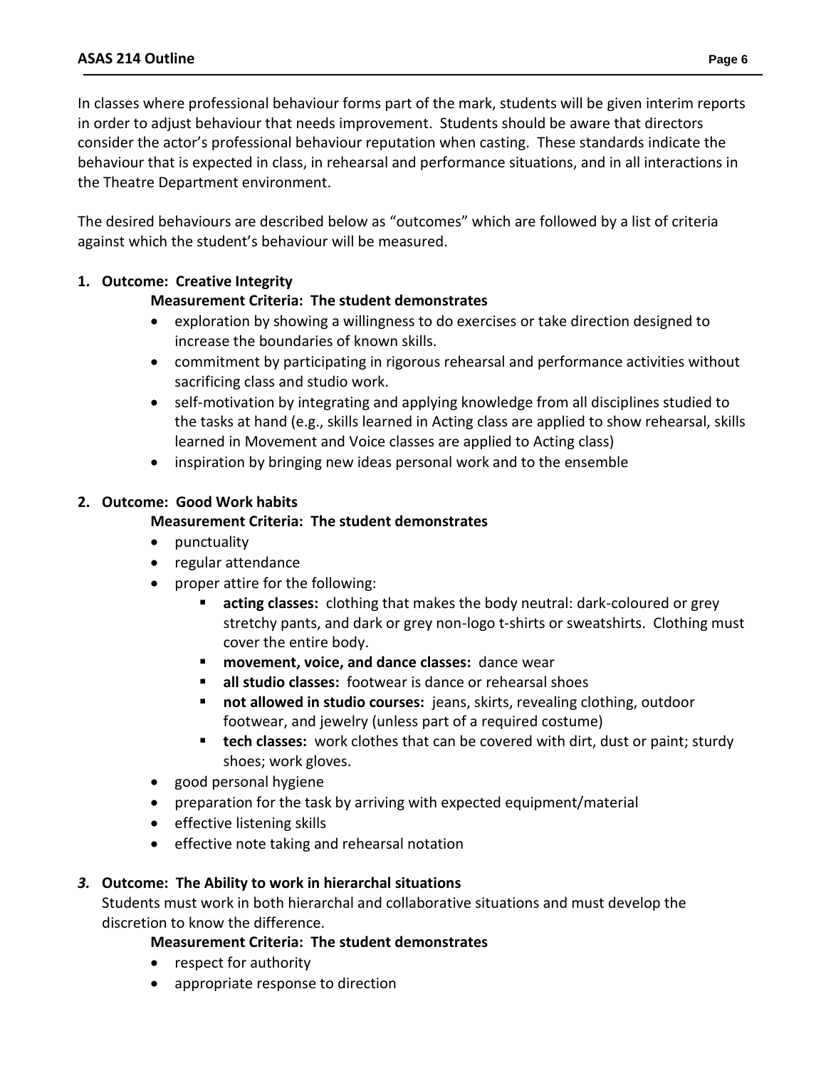In classes where professional behaviour forms part of the mark, students will be given interim reports in order to adjust behaviour that needs improvement. Students should be aware that directors consider the actor's professional behaviour reputation when casting. These standards indicate the behaviour that is expected in class, in rehearsal and performance situations, and in all interactions in the Theatre Department environment.

The desired behaviours are described below as "outcomes" which are followed by a list of criteria against which the student's behaviour will be measured.

1. **Outcome: Creative Integrity**

   **Measurement Criteria: The student demonstrates**
   - exploration by showing a willingness to do exercises or take direction designed to increase the boundaries of known skills.
   - commitment by participating in rigorous rehearsal and performance activities without sacrificing class and studio work.
   - self-motivation by integrating and applying knowledge from all disciplines studied to the tasks at hand (e.g., skills learned in Acting class are applied to show rehearsal, skills learned in Movement and Voice classes are applied to Acting class)
   - inspiration by bringing new ideas personal work and to the ensemble

2. **Outcome: Good Work habits**

   **Measurement Criteria: The student demonstrates**
   - punctuality
   - regular attendance
   - proper attire for the following:
     - **acting classes:** clothing that makes the body neutral: dark-coloured or grey stretchy pants, and dark or grey non-logo t-shirts or sweatshirts. Clothing must cover the entire body.
     - **movement, voice, and dance classes:** dance wear
     - **all studio classes:** footwear is dance or rehearsal shoes
     - **not allowed in studio courses:** jeans, skirts, revealing clothing, outdoor footwear, and jewelry (unless part of a required costume)
     - **tech classes:** work clothes that can be covered with dirt, dust or paint; sturdy shoes; work gloves.
   - good personal hygiene
   - preparation for the task by arriving with expected equipment/material
   - effective listening skills
   - effective note taking and rehearsal notation

3. **Outcome: The Ability to work in hierarchal situations**

   Students must work in both hierarchal and collaborative situations and must develop the discretion to know the difference.

   **Measurement Criteria: The student demonstrates**
   - respect for authority
   - appropriate response to direction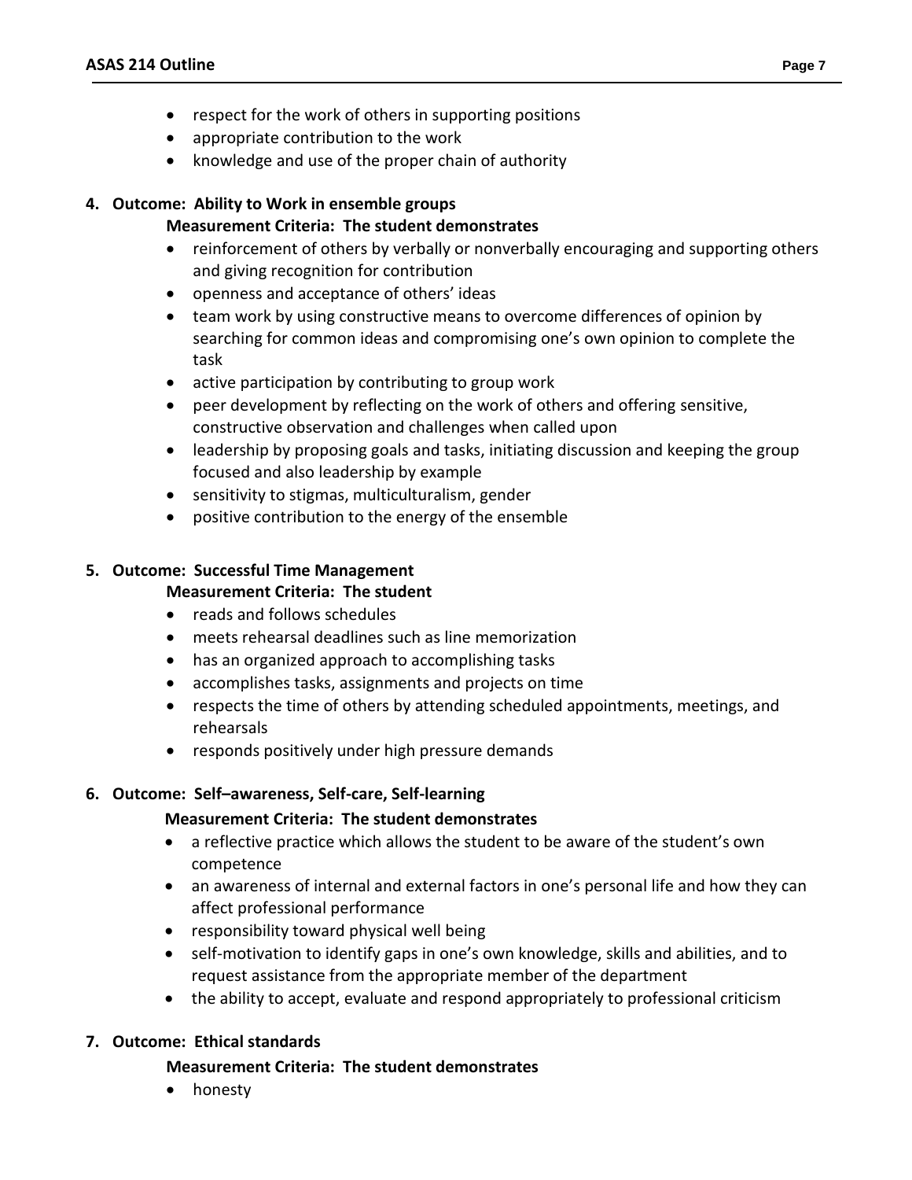- respect for the work of others in supporting positions
- appropriate contribution to the work
- knowledge and use of the proper chain of authority

4. **Outcome: Ability to Work in ensemble groups**
   **Measurement Criteria: The student demonstrates**
   - reinforcement of others by verbally or nonverbally encouraging and supporting others and giving recognition for contribution
   - openness and acceptance of others' ideas
   - team work by using constructive means to overcome differences of opinion by searching for common ideas and compromising one's own opinion to complete the task
   - active participation by contributing to group work
   - peer development by reflecting on the work of others and offering sensitive, constructive observation and challenges when called upon
   - leadership by proposing goals and tasks, initiating discussion and keeping the group focused and also leadership by example
   - sensitivity to stigmas, multiculturalism, gender
   - positive contribution to the energy of the ensemble

5. **Outcome: Successful Time Management**
   **Measurement Criteria: The student**
   - reads and follows schedules
   - meets rehearsal deadlines such as line memorization
   - has an organized approach to accomplishing tasks
   - accomplishes tasks, assignments and projects on time
   - respects the time of others by attending scheduled appointments, meetings, and rehearsals
   - responds positively under high pressure demands

6. **Outcome: Self–awareness, Self-care, Self-learning**
   **Measurement Criteria: The student demonstrates**
   - a reflective practice which allows the student to be aware of the student's own competence
   - an awareness of internal and external factors in one's personal life and how they can affect professional performance
   - responsibility toward physical well being
   - self-motivation to identify gaps in one's own knowledge, skills and abilities, and to request assistance from the appropriate member of the department
   - the ability to accept, evaluate and respond appropriately to professional criticism

7. **Outcome: Ethical standards**
   **Measurement Criteria: The student demonstrates**
   - honesty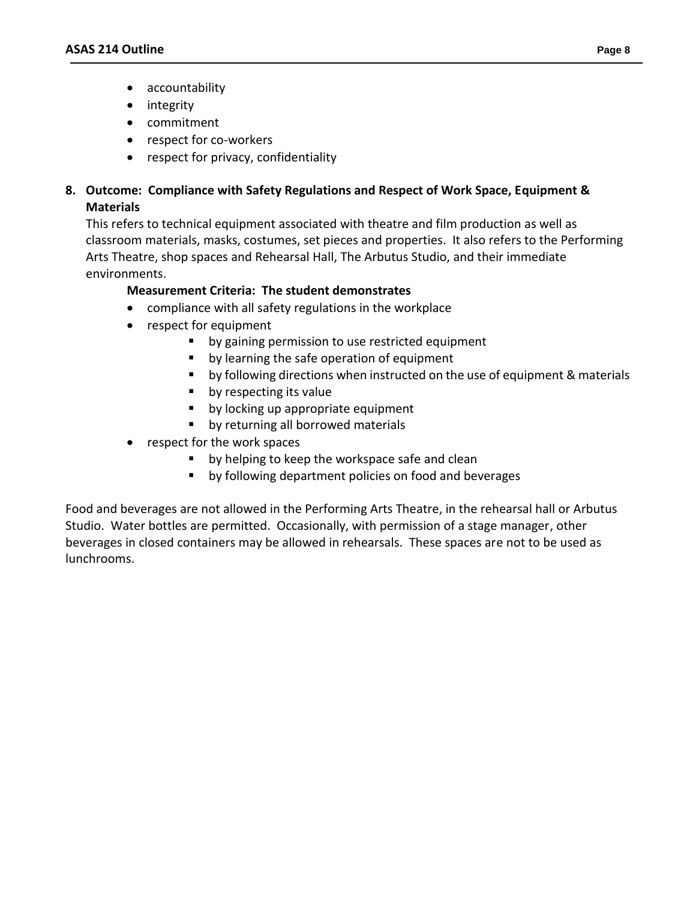- accountability
- integrity
- commitment
- respect for co-workers
- respect for privacy, confidentiality

**8. Outcome: Compliance with Safety Regulations and Respect of Work Space, Equipment & Materials**

This refers to technical equipment associated with theatre and film production as well as classroom materials, masks, costumes, set pieces and properties. It also refers to the Performing Arts Theatre, shop spaces and Rehearsal Hall, The Arbutus Studio, and their immediate environments.

**Measurement Criteria: The student demonstrates**

- compliance with all safety regulations in the workplace
- respect for equipment
    - by gaining permission to use restricted equipment
    - by learning the safe operation of equipment
    - by following directions when instructed on the use of equipment & materials
    - by respecting its value
    - by locking up appropriate equipment
    - by returning all borrowed materials
- respect for the work spaces
    - by helping to keep the workspace safe and clean
    - by following department policies on food and beverages

Food and beverages are not allowed in the Performing Arts Theatre, in the rehearsal hall or Arbutus Studio. Water bottles are permitted. Occasionally, with permission of a stage manager, other beverages in closed containers may be allowed in rehearsals. These spaces are not to be used as lunchrooms.